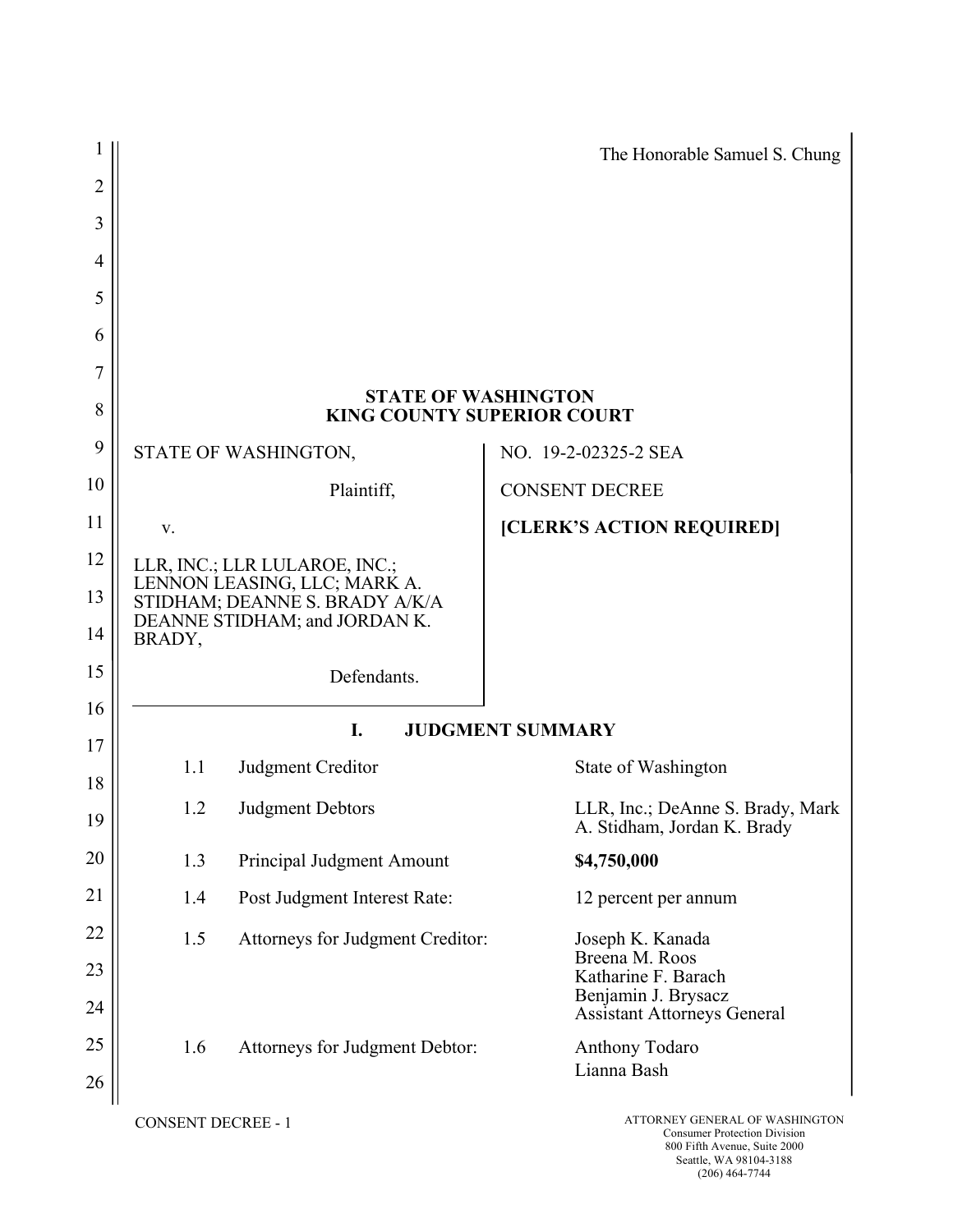The Honorable Samuel S. Chung

**STATE OF WASHINGTON**
**KING COUNTY SUPERIOR COURT**

| | |
|---|---|
| STATE OF WASHINGTON,<br><br>Plaintiff,<br><br>v.<br><br>LLR, INC.; LLR LULAROE, INC.; LENNON LEASING, LLC; MARK A. STIDHAM; DEANNE S. BRADY A/K/A DEANNE STIDHAM; and JORDAN K. BRADY,<br><br>Defendants. | NO. 19-2-02325-2 SEA<br><br>CONSENT DECREE<br><br>**[CLERK'S ACTION REQUIRED]** |

## I. JUDGMENT SUMMARY

| | | |
|---|---|---|
| 1.1 | Judgment Creditor | State of Washington |
| 1.2 | Judgment Debtors | LLR, Inc.; DeAnne S. Brady, Mark A. Stidham, Jordan K. Brady |
| 1.3 | Principal Judgment Amount | **$4,750,000** |
| 1.4 | Post Judgment Interest Rate: | 12 percent per annum |
| 1.5 | Attorneys for Judgment Creditor: | Joseph K. Kanada<br>Breena M. Roos<br>Katharine F. Barach<br>Benjamin J. Brysacz<br>Assistant Attorneys General |
| 1.6 | Attorneys for Judgment Debtor: | Anthony Todaro<br>Lianna Bash |

CONSENT DECREE - 1

ATTORNEY GENERAL OF WASHINGTON
Consumer Protection Division
800 Fifth Avenue, Suite 2000
Seattle, WA 98104-3188
(206) 464-7744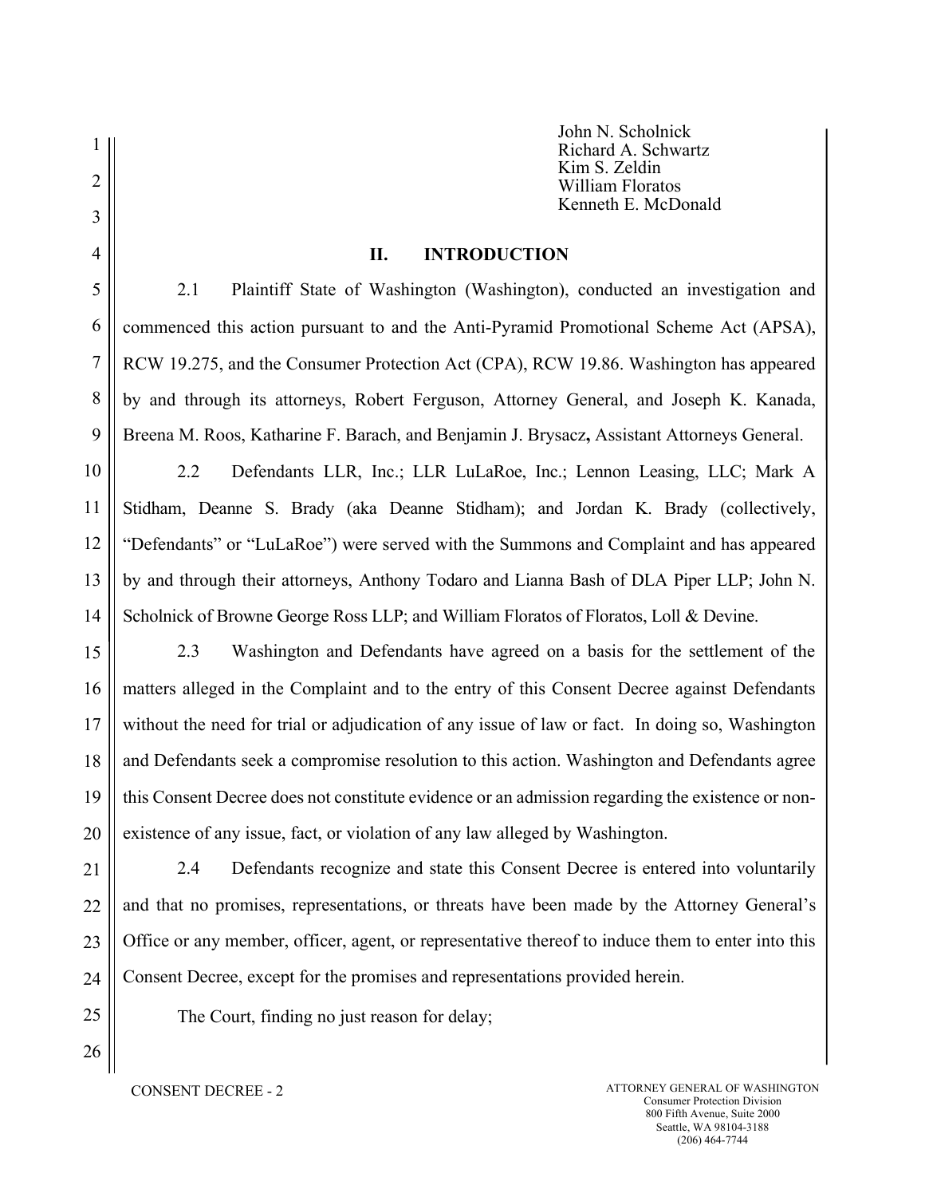John N. Scholnick
Richard A. Schwartz
Kim S. Zeldin
William Floratos
Kenneth E. McDonald

## II. INTRODUCTION

2.1 Plaintiff State of Washington (Washington), conducted an investigation and commenced this action pursuant to and the Anti-Pyramid Promotional Scheme Act (APSA), RCW 19.275, and the Consumer Protection Act (CPA), RCW 19.86. Washington has appeared by and through its attorneys, Robert Ferguson, Attorney General, and Joseph K. Kanada, Breena M. Roos, Katharine F. Barach, and Benjamin J. Brysacz**,** Assistant Attorneys General.

2.2 Defendants LLR, Inc.; LLR LuLaRoe, Inc.; Lennon Leasing, LLC; Mark A Stidham, Deanne S. Brady (aka Deanne Stidham); and Jordan K. Brady (collectively, "Defendants" or "LuLaRoe") were served with the Summons and Complaint and has appeared by and through their attorneys, Anthony Todaro and Lianna Bash of DLA Piper LLP; John N. Scholnick of Browne George Ross LLP; and William Floratos of Floratos, Loll & Devine.

2.3 Washington and Defendants have agreed on a basis for the settlement of the matters alleged in the Complaint and to the entry of this Consent Decree against Defendants without the need for trial or adjudication of any issue of law or fact. In doing so, Washington and Defendants seek a compromise resolution to this action. Washington and Defendants agree this Consent Decree does not constitute evidence or an admission regarding the existence or non-existence of any issue, fact, or violation of any law alleged by Washington.

2.4 Defendants recognize and state this Consent Decree is entered into voluntarily and that no promises, representations, or threats have been made by the Attorney General's Office or any member, officer, agent, or representative thereof to induce them to enter into this Consent Decree, except for the promises and representations provided herein.

The Court, finding no just reason for delay;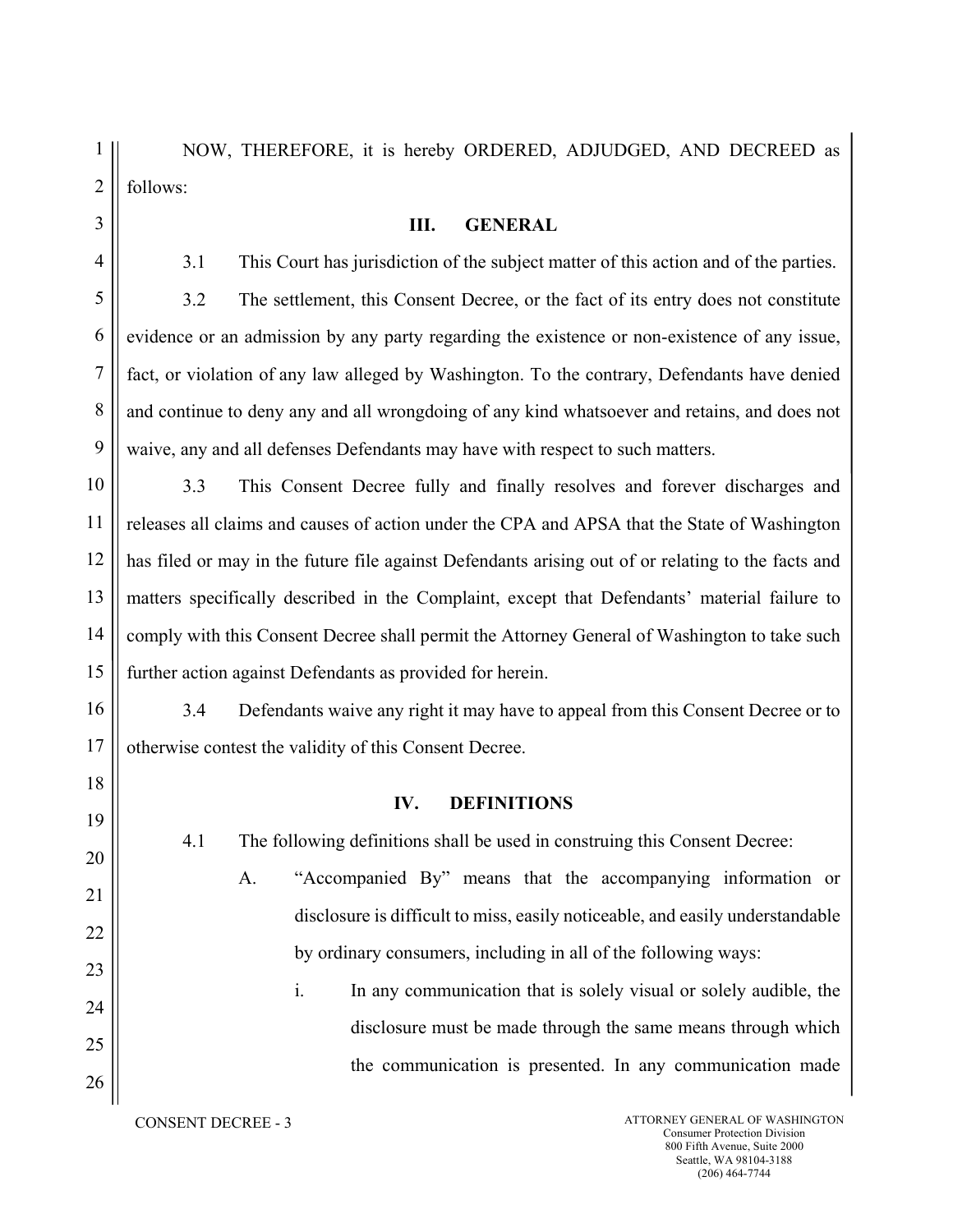NOW, THEREFORE, it is hereby ORDERED, ADJUDGED, AND DECREED as follows:

## III. GENERAL

3.1 This Court has jurisdiction of the subject matter of this action and of the parties.

3.2 The settlement, this Consent Decree, or the fact of its entry does not constitute evidence or an admission by any party regarding the existence or non-existence of any issue, fact, or violation of any law alleged by Washington. To the contrary, Defendants have denied and continue to deny any and all wrongdoing of any kind whatsoever and retains, and does not waive, any and all defenses Defendants may have with respect to such matters.

3.3 This Consent Decree fully and finally resolves and forever discharges and releases all claims and causes of action under the CPA and APSA that the State of Washington has filed or may in the future file against Defendants arising out of or relating to the facts and matters specifically described in the Complaint, except that Defendants' material failure to comply with this Consent Decree shall permit the Attorney General of Washington to take such further action against Defendants as provided for herein.

3.4 Defendants waive any right it may have to appeal from this Consent Decree or to otherwise contest the validity of this Consent Decree.

## IV. DEFINITIONS

4.1 The following definitions shall be used in construing this Consent Decree:

A. "Accompanied By" means that the accompanying information or disclosure is difficult to miss, easily noticeable, and easily understandable by ordinary consumers, including in all of the following ways:

i. In any communication that is solely visual or solely audible, the disclosure must be made through the same means through which the communication is presented. In any communication made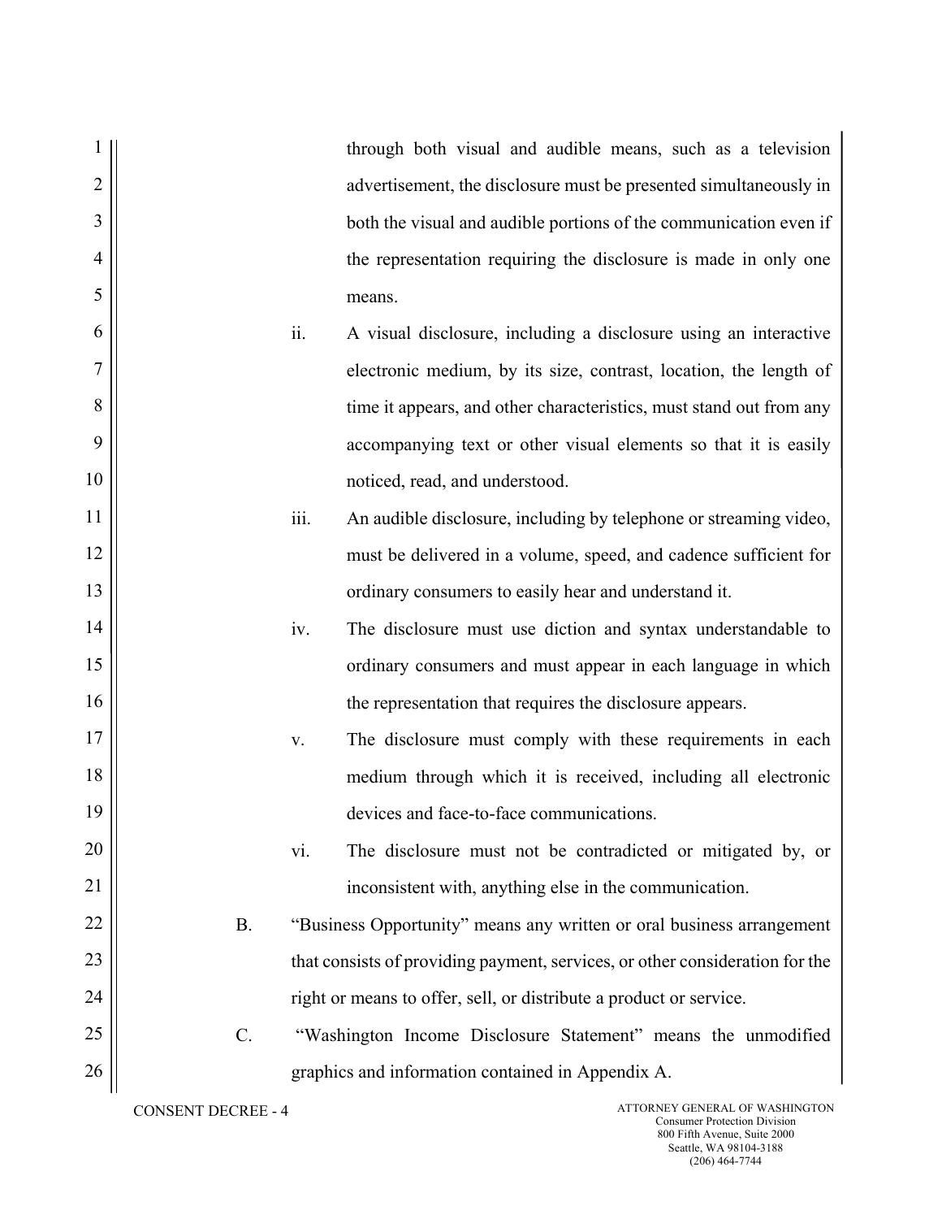through both visual and audible means, such as a television advertisement, the disclosure must be presented simultaneously in both the visual and audible portions of the communication even if the representation requiring the disclosure is made in only one means.

ii. A visual disclosure, including a disclosure using an interactive electronic medium, by its size, contrast, location, the length of time it appears, and other characteristics, must stand out from any accompanying text or other visual elements so that it is easily noticed, read, and understood.

iii. An audible disclosure, including by telephone or streaming video, must be delivered in a volume, speed, and cadence sufficient for ordinary consumers to easily hear and understand it.

iv. The disclosure must use diction and syntax understandable to ordinary consumers and must appear in each language in which the representation that requires the disclosure appears.

v. The disclosure must comply with these requirements in each medium through which it is received, including all electronic devices and face-to-face communications.

vi. The disclosure must not be contradicted or mitigated by, or inconsistent with, anything else in the communication.

B. "Business Opportunity" means any written or oral business arrangement that consists of providing payment, services, or other consideration for the right or means to offer, sell, or distribute a product or service.

C. "Washington Income Disclosure Statement" means the unmodified graphics and information contained in Appendix A.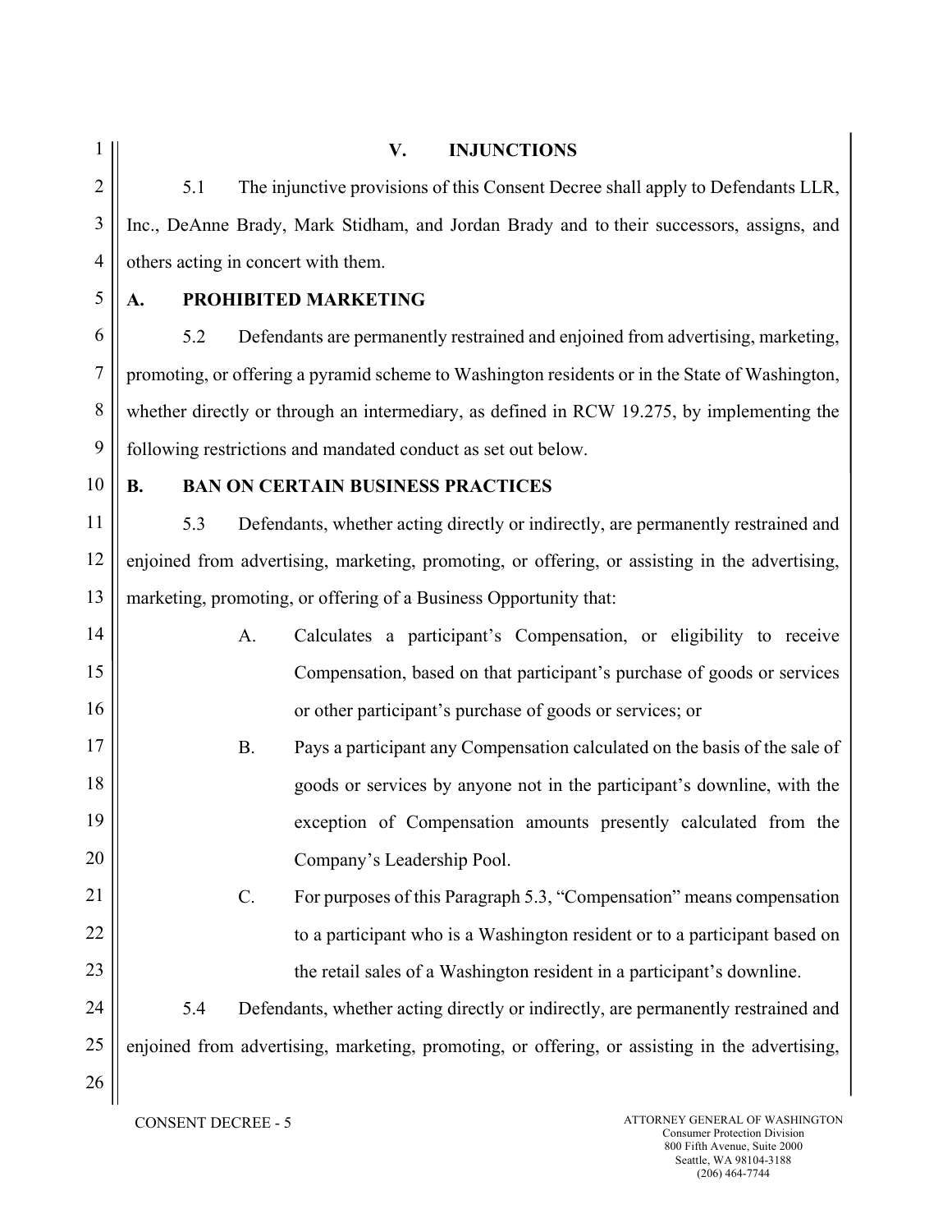## V. INJUNCTIONS

5.1 The injunctive provisions of this Consent Decree shall apply to Defendants LLR, Inc., DeAnne Brady, Mark Stidham, and Jordan Brady and to their successors, assigns, and others acting in concert with them.

### A. PROHIBITED MARKETING

5.2 Defendants are permanently restrained and enjoined from advertising, marketing, promoting, or offering a pyramid scheme to Washington residents or in the State of Washington, whether directly or through an intermediary, as defined in RCW 19.275, by implementing the following restrictions and mandated conduct as set out below.

### B. BAN ON CERTAIN BUSINESS PRACTICES

5.3 Defendants, whether acting directly or indirectly, are permanently restrained and enjoined from advertising, marketing, promoting, or offering, or assisting in the advertising, marketing, promoting, or offering of a Business Opportunity that:

A. Calculates a participant's Compensation, or eligibility to receive Compensation, based on that participant's purchase of goods or services or other participant's purchase of goods or services; or

B. Pays a participant any Compensation calculated on the basis of the sale of goods or services by anyone not in the participant's downline, with the exception of Compensation amounts presently calculated from the Company's Leadership Pool.

C. For purposes of this Paragraph 5.3, "Compensation" means compensation to a participant who is a Washington resident or to a participant based on the retail sales of a Washington resident in a participant's downline.

5.4 Defendants, whether acting directly or indirectly, are permanently restrained and enjoined from advertising, marketing, promoting, or offering, or assisting in the advertising,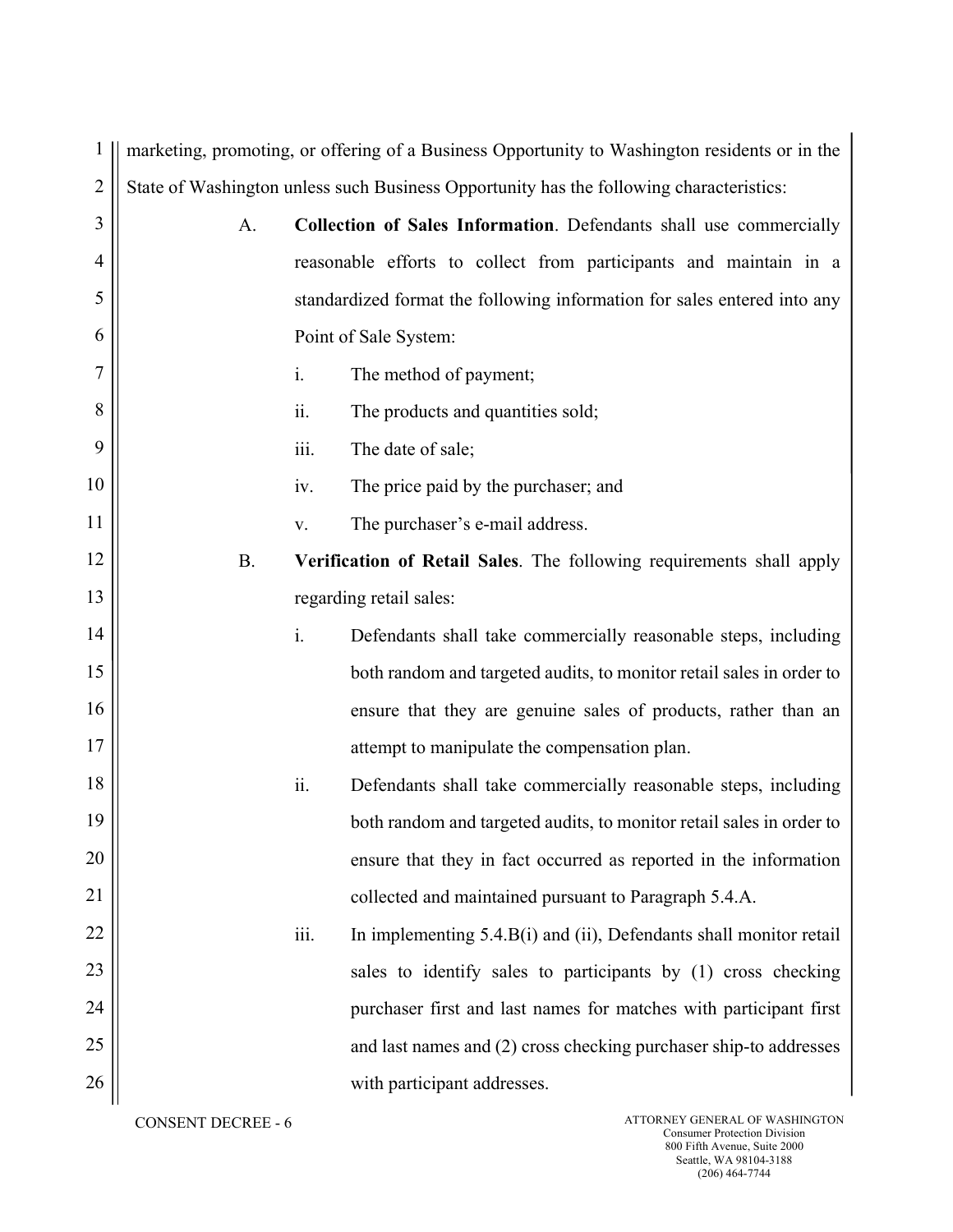marketing, promoting, or offering of a Business Opportunity to Washington residents or in the State of Washington unless such Business Opportunity has the following characteristics:

A. **Collection of Sales Information**. Defendants shall use commercially reasonable efforts to collect from participants and maintain in a standardized format the following information for sales entered into any Point of Sale System:

   i. The method of payment;

   ii. The products and quantities sold;

   iii. The date of sale;

   iv. The price paid by the purchaser; and

   v. The purchaser's e-mail address.

B. **Verification of Retail Sales**. The following requirements shall apply regarding retail sales:

   i. Defendants shall take commercially reasonable steps, including both random and targeted audits, to monitor retail sales in order to ensure that they are genuine sales of products, rather than an attempt to manipulate the compensation plan.

   ii. Defendants shall take commercially reasonable steps, including both random and targeted audits, to monitor retail sales in order to ensure that they in fact occurred as reported in the information collected and maintained pursuant to Paragraph 5.4.A.

   iii. In implementing 5.4.B(i) and (ii), Defendants shall monitor retail sales to identify sales to participants by (1) cross checking purchaser first and last names for matches with participant first and last names and (2) cross checking purchaser ship-to addresses with participant addresses.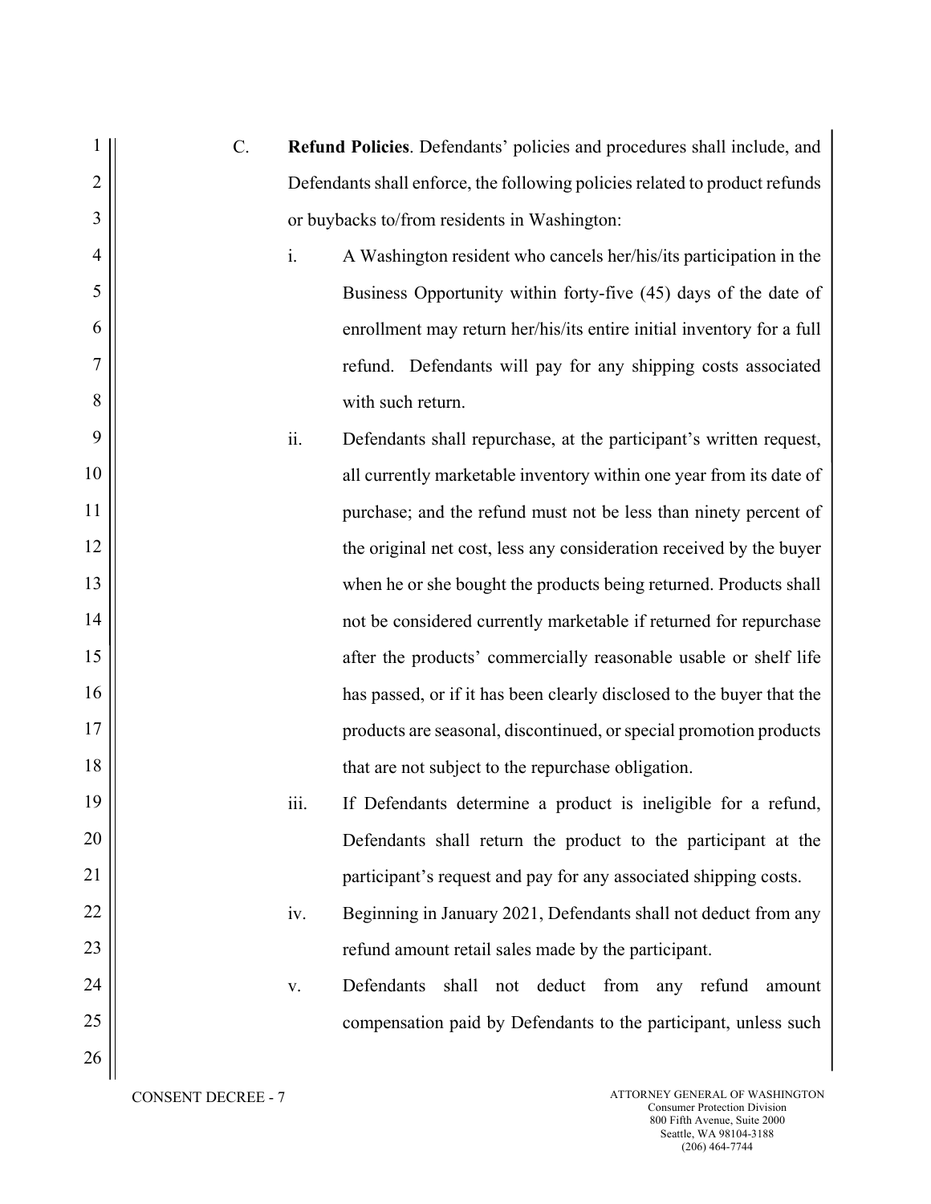C. **Refund Policies**. Defendants' policies and procedures shall include, and Defendants shall enforce, the following policies related to product refunds or buybacks to/from residents in Washington:

i. A Washington resident who cancels her/his/its participation in the Business Opportunity within forty-five (45) days of the date of enrollment may return her/his/its entire initial inventory for a full refund. Defendants will pay for any shipping costs associated with such return.

ii. Defendants shall repurchase, at the participant's written request, all currently marketable inventory within one year from its date of purchase; and the refund must not be less than ninety percent of the original net cost, less any consideration received by the buyer when he or she bought the products being returned. Products shall not be considered currently marketable if returned for repurchase after the products' commercially reasonable usable or shelf life has passed, or if it has been clearly disclosed to the buyer that the products are seasonal, discontinued, or special promotion products that are not subject to the repurchase obligation.

iii. If Defendants determine a product is ineligible for a refund, Defendants shall return the product to the participant at the participant's request and pay for any associated shipping costs.

iv. Beginning in January 2021, Defendants shall not deduct from any refund amount retail sales made by the participant.

v. Defendants shall not deduct from any refund amount compensation paid by Defendants to the participant, unless such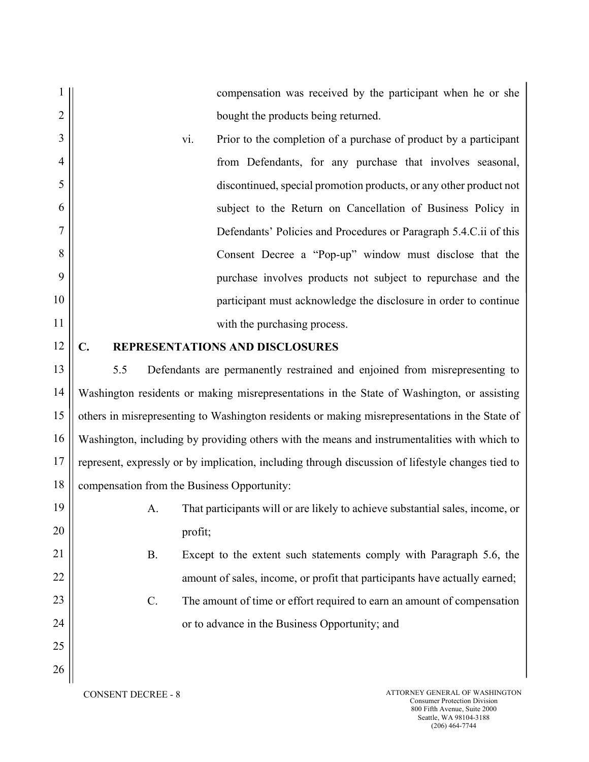compensation was received by the participant when he or she bought the products being returned.

vi. Prior to the completion of a purchase of product by a participant from Defendants, for any purchase that involves seasonal, discontinued, special promotion products, or any other product not subject to the Return on Cancellation of Business Policy in Defendants' Policies and Procedures or Paragraph 5.4.C.ii of this Consent Decree a "Pop-up" window must disclose that the purchase involves products not subject to repurchase and the participant must acknowledge the disclosure in order to continue with the purchasing process.

## C. REPRESENTATIONS AND DISCLOSURES

5.5 Defendants are permanently restrained and enjoined from misrepresenting to Washington residents or making misrepresentations in the State of Washington, or assisting others in misrepresenting to Washington residents or making misrepresentations in the State of Washington, including by providing others with the means and instrumentalities with which to represent, expressly or by implication, including through discussion of lifestyle changes tied to compensation from the Business Opportunity:

A. That participants will or are likely to achieve substantial sales, income, or profit;

B. Except to the extent such statements comply with Paragraph 5.6, the amount of sales, income, or profit that participants have actually earned;

C. The amount of time or effort required to earn an amount of compensation or to advance in the Business Opportunity; and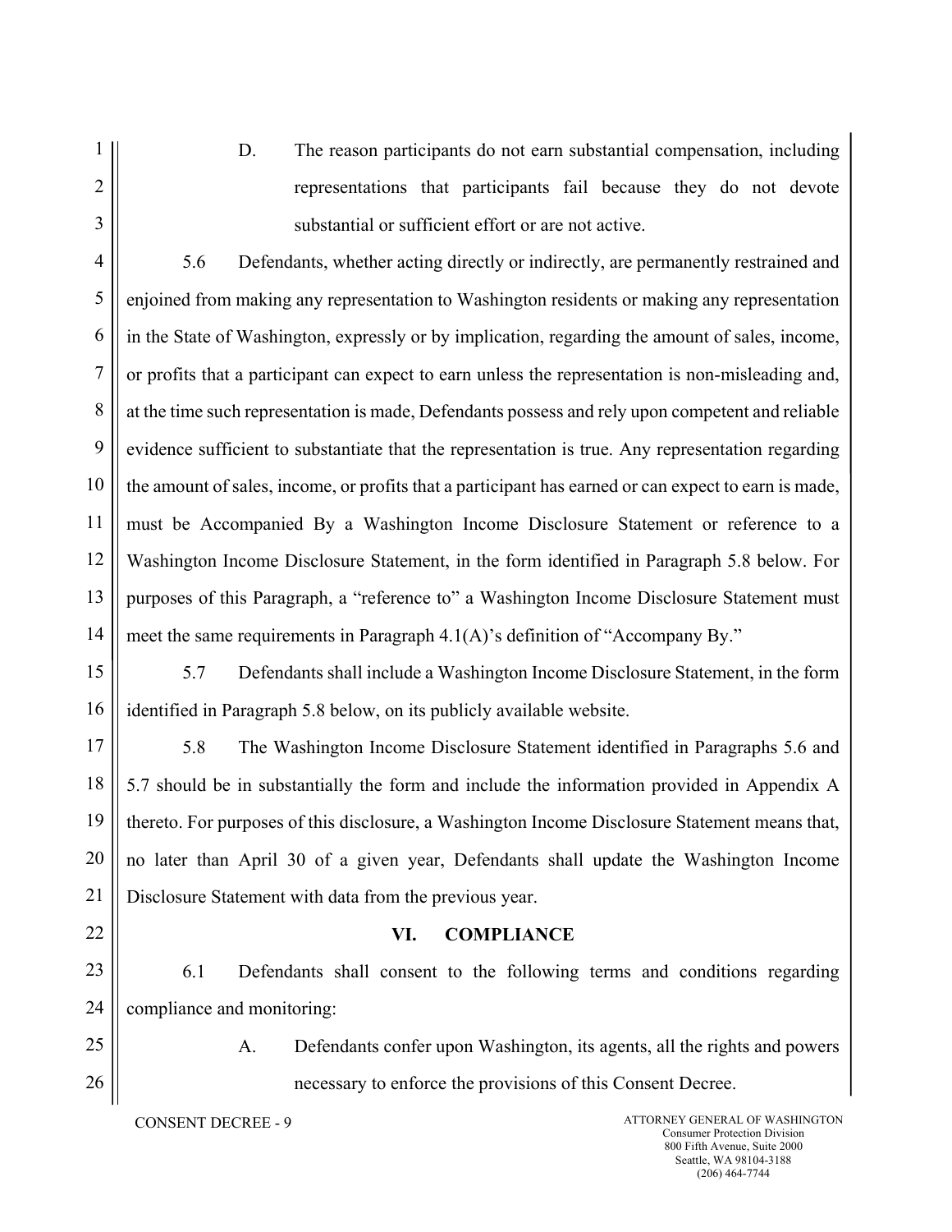D. The reason participants do not earn substantial compensation, including representations that participants fail because they do not devote substantial or sufficient effort or are not active.

5.6 Defendants, whether acting directly or indirectly, are permanently restrained and enjoined from making any representation to Washington residents or making any representation in the State of Washington, expressly or by implication, regarding the amount of sales, income, or profits that a participant can expect to earn unless the representation is non-misleading and, at the time such representation is made, Defendants possess and rely upon competent and reliable evidence sufficient to substantiate that the representation is true. Any representation regarding the amount of sales, income, or profits that a participant has earned or can expect to earn is made, must be Accompanied By a Washington Income Disclosure Statement or reference to a Washington Income Disclosure Statement, in the form identified in Paragraph 5.8 below. For purposes of this Paragraph, a "reference to" a Washington Income Disclosure Statement must meet the same requirements in Paragraph 4.1(A)'s definition of "Accompany By."

5.7 Defendants shall include a Washington Income Disclosure Statement, in the form identified in Paragraph 5.8 below, on its publicly available website.

5.8 The Washington Income Disclosure Statement identified in Paragraphs 5.6 and 5.7 should be in substantially the form and include the information provided in Appendix A thereto. For purposes of this disclosure, a Washington Income Disclosure Statement means that, no later than April 30 of a given year, Defendants shall update the Washington Income Disclosure Statement with data from the previous year.

## VI. COMPLIANCE

6.1 Defendants shall consent to the following terms and conditions regarding compliance and monitoring:

A. Defendants confer upon Washington, its agents, all the rights and powers necessary to enforce the provisions of this Consent Decree.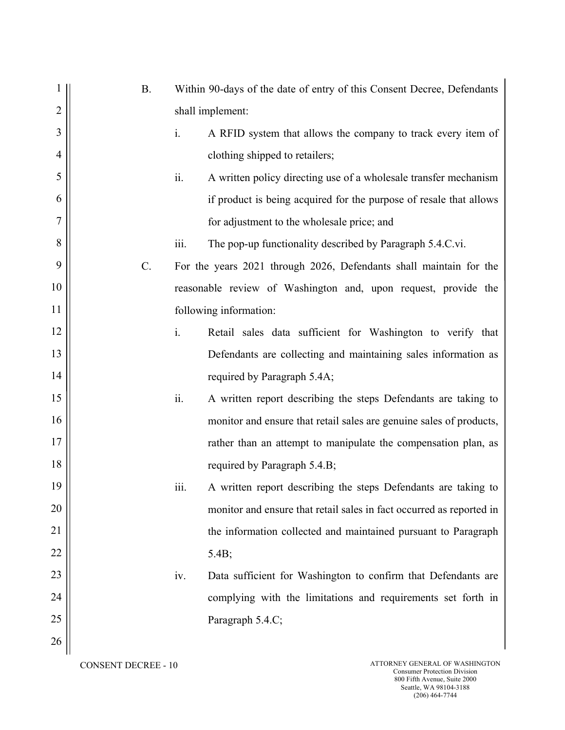B. Within 90-days of the date of entry of this Consent Decree, Defendants shall implement:

   i. A RFID system that allows the company to track every item of clothing shipped to retailers;

   ii. A written policy directing use of a wholesale transfer mechanism if product is being acquired for the purpose of resale that allows for adjustment to the wholesale price; and

   iii. The pop-up functionality described by Paragraph 5.4.C.vi.

C. For the years 2021 through 2026, Defendants shall maintain for the reasonable review of Washington and, upon request, provide the following information:

   i. Retail sales data sufficient for Washington to verify that Defendants are collecting and maintaining sales information as required by Paragraph 5.4A;

   ii. A written report describing the steps Defendants are taking to monitor and ensure that retail sales are genuine sales of products, rather than an attempt to manipulate the compensation plan, as required by Paragraph 5.4.B;

   iii. A written report describing the steps Defendants are taking to monitor and ensure that retail sales in fact occurred as reported in the information collected and maintained pursuant to Paragraph 5.4B;

   iv. Data sufficient for Washington to confirm that Defendants are complying with the limitations and requirements set forth in Paragraph 5.4.C;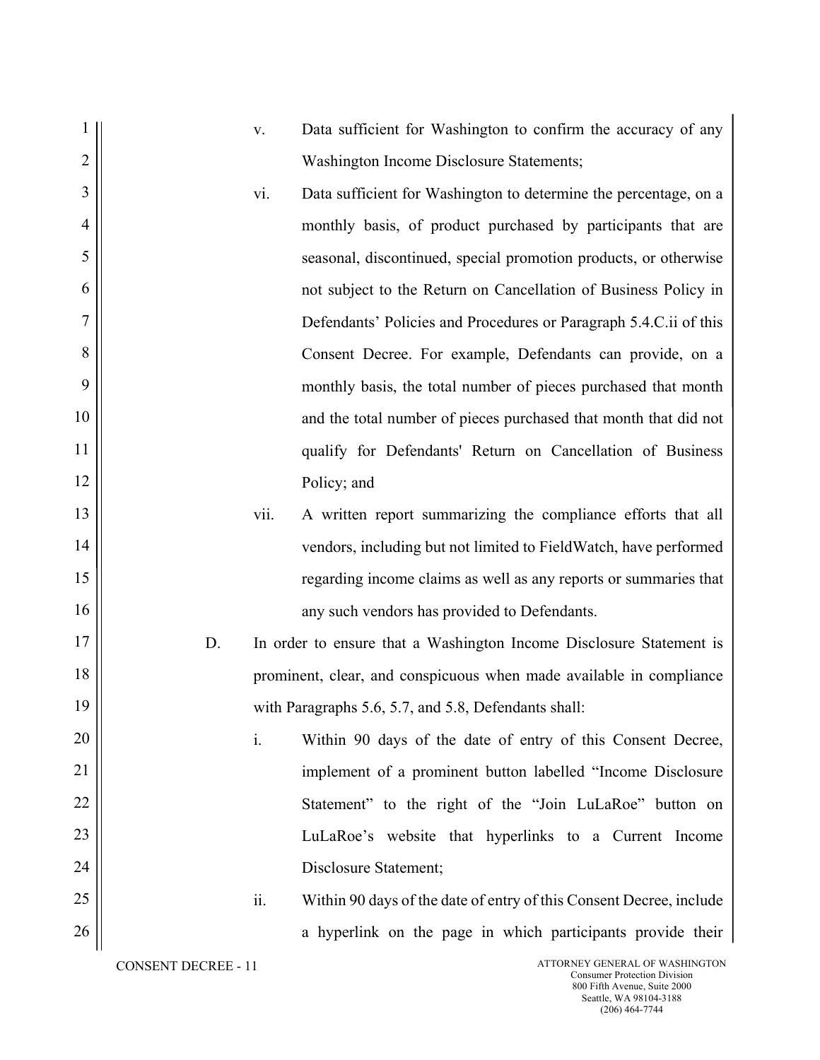v. Data sufficient for Washington to confirm the accuracy of any Washington Income Disclosure Statements;

vi. Data sufficient for Washington to determine the percentage, on a monthly basis, of product purchased by participants that are seasonal, discontinued, special promotion products, or otherwise not subject to the Return on Cancellation of Business Policy in Defendants' Policies and Procedures or Paragraph 5.4.C.ii of this Consent Decree. For example, Defendants can provide, on a monthly basis, the total number of pieces purchased that month and the total number of pieces purchased that month that did not qualify for Defendants' Return on Cancellation of Business Policy; and

vii. A written report summarizing the compliance efforts that all vendors, including but not limited to FieldWatch, have performed regarding income claims as well as any reports or summaries that any such vendors has provided to Defendants.

D. In order to ensure that a Washington Income Disclosure Statement is prominent, clear, and conspicuous when made available in compliance with Paragraphs 5.6, 5.7, and 5.8, Defendants shall:

i. Within 90 days of the date of entry of this Consent Decree, implement of a prominent button labelled "Income Disclosure Statement" to the right of the "Join LuLaRoe" button on LuLaRoe's website that hyperlinks to a Current Income Disclosure Statement;

ii. Within 90 days of the date of entry of this Consent Decree, include a hyperlink on the page in which participants provide their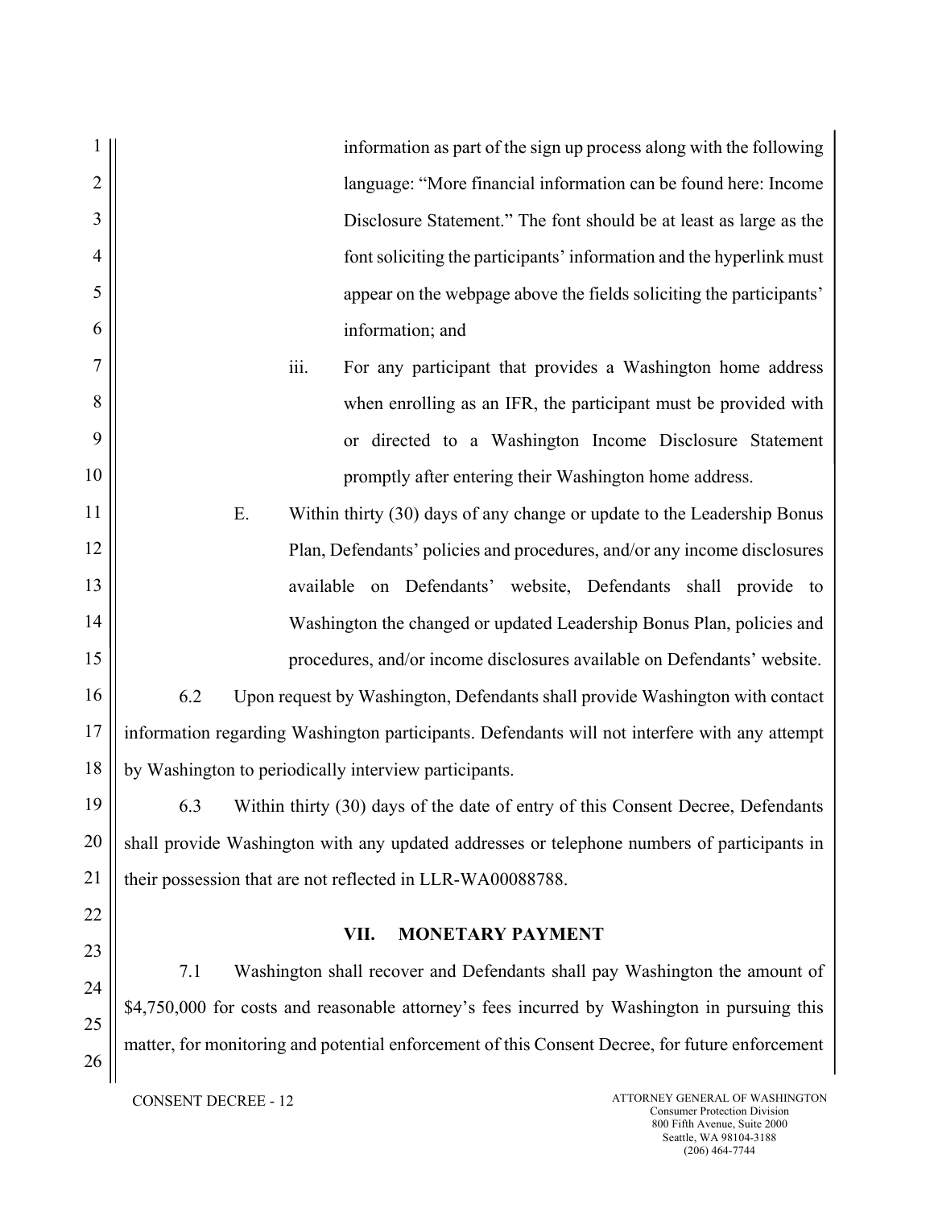information as part of the sign up process along with the following language: "More financial information can be found here: Income Disclosure Statement." The font should be at least as large as the font soliciting the participants' information and the hyperlink must appear on the webpage above the fields soliciting the participants' information; and

iii. For any participant that provides a Washington home address when enrolling as an IFR, the participant must be provided with or directed to a Washington Income Disclosure Statement promptly after entering their Washington home address.

E. Within thirty (30) days of any change or update to the Leadership Bonus Plan, Defendants' policies and procedures, and/or any income disclosures available on Defendants' website, Defendants shall provide to Washington the changed or updated Leadership Bonus Plan, policies and procedures, and/or income disclosures available on Defendants' website.

6.2 Upon request by Washington, Defendants shall provide Washington with contact information regarding Washington participants. Defendants will not interfere with any attempt by Washington to periodically interview participants.

6.3 Within thirty (30) days of the date of entry of this Consent Decree, Defendants shall provide Washington with any updated addresses or telephone numbers of participants in their possession that are not reflected in LLR-WA00088788.

## VII. MONETARY PAYMENT

7.1 Washington shall recover and Defendants shall pay Washington the amount of $4,750,000 for costs and reasonable attorney's fees incurred by Washington in pursuing this matter, for monitoring and potential enforcement of this Consent Decree, for future enforcement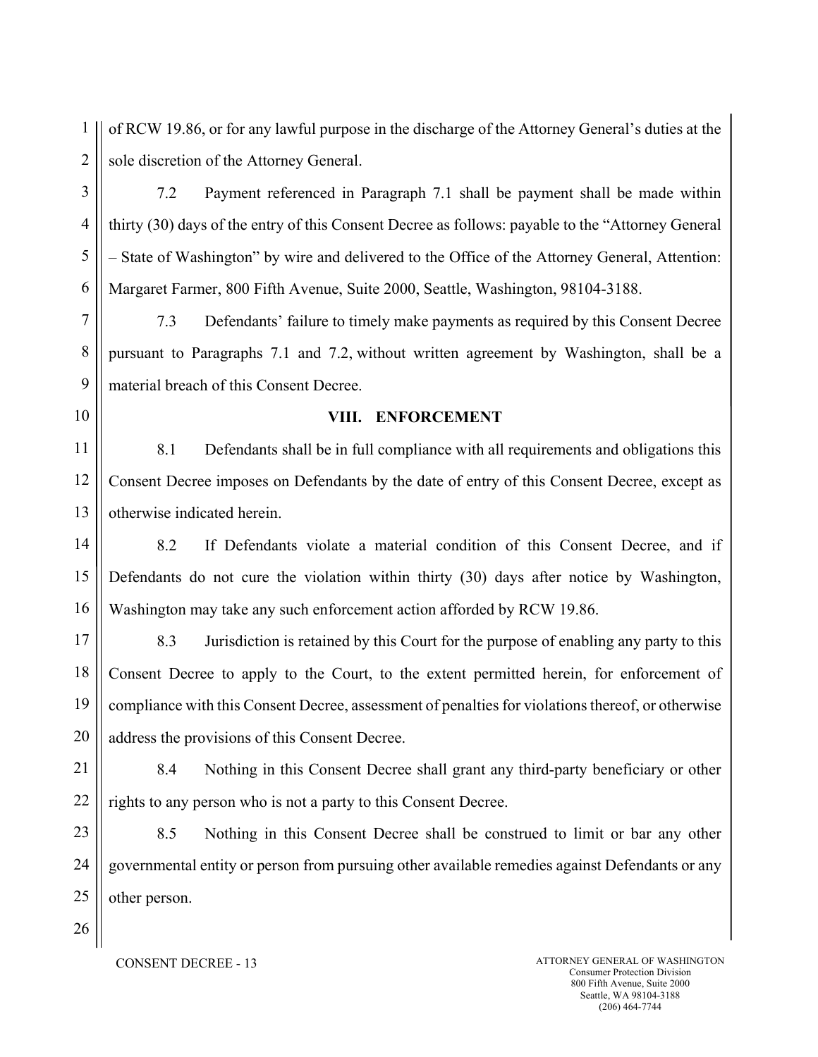of RCW 19.86, or for any lawful purpose in the discharge of the Attorney General's duties at the sole discretion of the Attorney General.

7.2 Payment referenced in Paragraph 7.1 shall be payment shall be made within thirty (30) days of the entry of this Consent Decree as follows: payable to the "Attorney General – State of Washington" by wire and delivered to the Office of the Attorney General, Attention: Margaret Farmer, 800 Fifth Avenue, Suite 2000, Seattle, Washington, 98104-3188.

7.3 Defendants' failure to timely make payments as required by this Consent Decree pursuant to Paragraphs 7.1 and 7.2, without written agreement by Washington, shall be a material breach of this Consent Decree.

## VIII. ENFORCEMENT

8.1 Defendants shall be in full compliance with all requirements and obligations this Consent Decree imposes on Defendants by the date of entry of this Consent Decree, except as otherwise indicated herein.

8.2 If Defendants violate a material condition of this Consent Decree, and if Defendants do not cure the violation within thirty (30) days after notice by Washington, Washington may take any such enforcement action afforded by RCW 19.86.

8.3 Jurisdiction is retained by this Court for the purpose of enabling any party to this Consent Decree to apply to the Court, to the extent permitted herein, for enforcement of compliance with this Consent Decree, assessment of penalties for violations thereof, or otherwise address the provisions of this Consent Decree.

8.4 Nothing in this Consent Decree shall grant any third-party beneficiary or other rights to any person who is not a party to this Consent Decree.

8.5 Nothing in this Consent Decree shall be construed to limit or bar any other governmental entity or person from pursuing other available remedies against Defendants or any other person.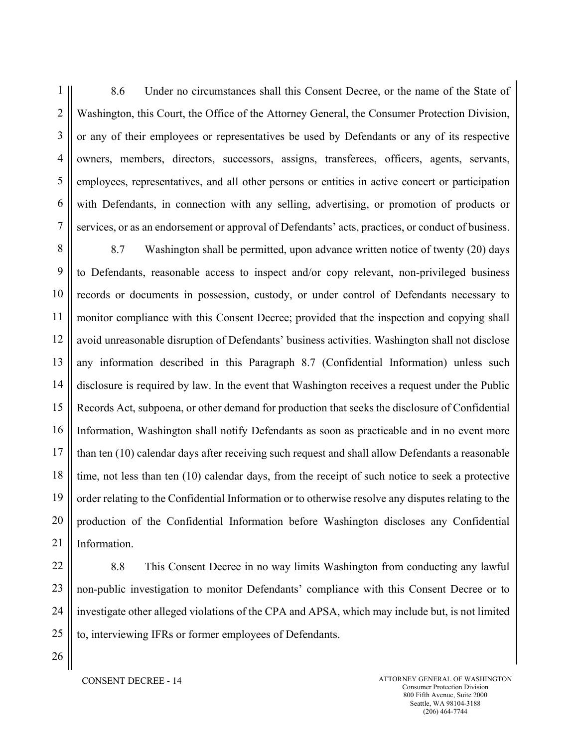8.6 Under no circumstances shall this Consent Decree, or the name of the State of Washington, this Court, the Office of the Attorney General, the Consumer Protection Division, or any of their employees or representatives be used by Defendants or any of its respective owners, members, directors, successors, assigns, transferees, officers, agents, servants, employees, representatives, and all other persons or entities in active concert or participation with Defendants, in connection with any selling, advertising, or promotion of products or services, or as an endorsement or approval of Defendants' acts, practices, or conduct of business.

8.7 Washington shall be permitted, upon advance written notice of twenty (20) days to Defendants, reasonable access to inspect and/or copy relevant, non-privileged business records or documents in possession, custody, or under control of Defendants necessary to monitor compliance with this Consent Decree; provided that the inspection and copying shall avoid unreasonable disruption of Defendants' business activities. Washington shall not disclose any information described in this Paragraph 8.7 (Confidential Information) unless such disclosure is required by law. In the event that Washington receives a request under the Public Records Act, subpoena, or other demand for production that seeks the disclosure of Confidential Information, Washington shall notify Defendants as soon as practicable and in no event more than ten (10) calendar days after receiving such request and shall allow Defendants a reasonable time, not less than ten (10) calendar days, from the receipt of such notice to seek a protective order relating to the Confidential Information or to otherwise resolve any disputes relating to the production of the Confidential Information before Washington discloses any Confidential Information.

8.8 This Consent Decree in no way limits Washington from conducting any lawful non-public investigation to monitor Defendants' compliance with this Consent Decree or to investigate other alleged violations of the CPA and APSA, which may include but, is not limited to, interviewing IFRs or former employees of Defendants.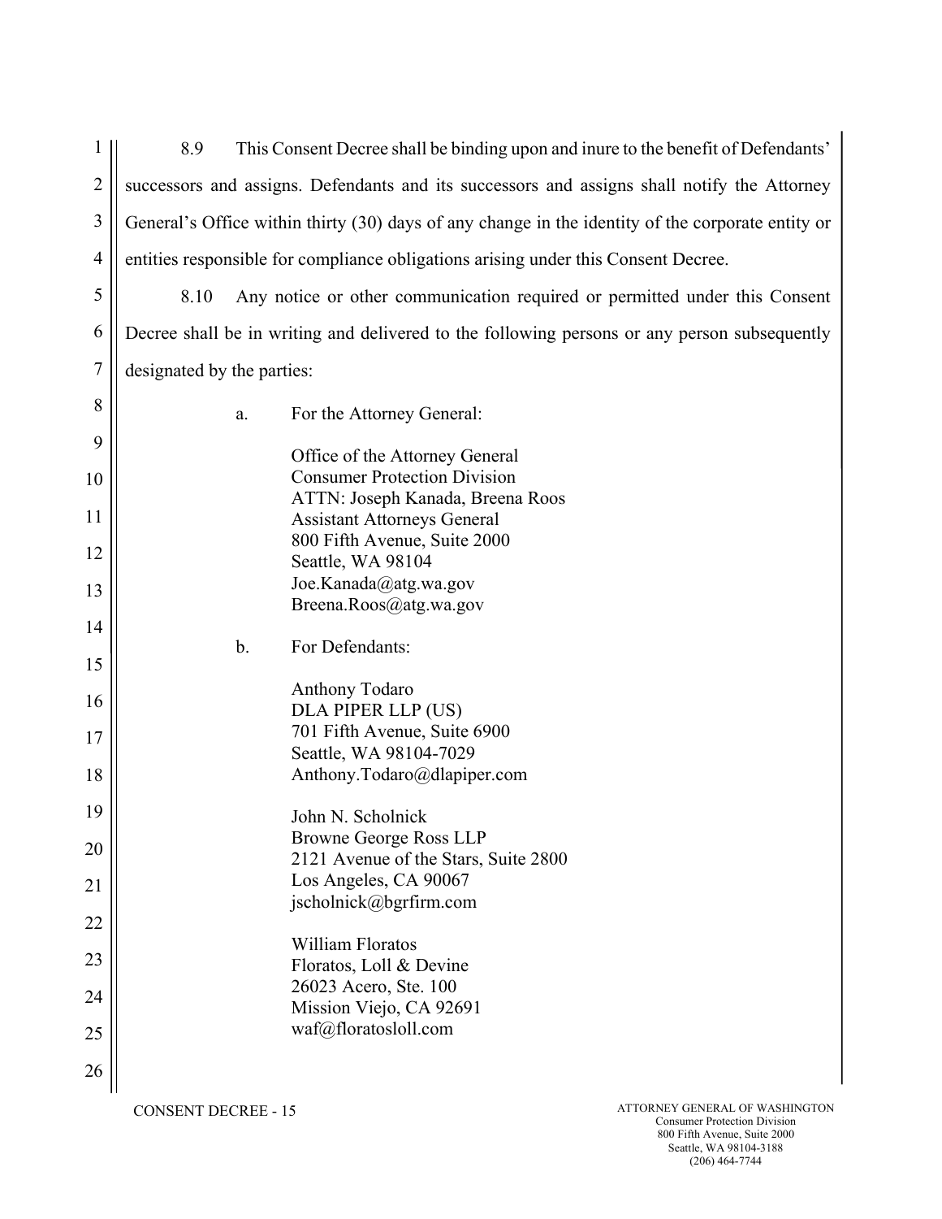8.9 This Consent Decree shall be binding upon and inure to the benefit of Defendants' successors and assigns. Defendants and its successors and assigns shall notify the Attorney General's Office within thirty (30) days of any change in the identity of the corporate entity or entities responsible for compliance obligations arising under this Consent Decree.

8.10 Any notice or other communication required or permitted under this Consent Decree shall be in writing and delivered to the following persons or any person subsequently designated by the parties:

a. For the Attorney General:

Office of the Attorney General
Consumer Protection Division
ATTN: Joseph Kanada, Breena Roos
Assistant Attorneys General
800 Fifth Avenue, Suite 2000
Seattle, WA 98104
Joe.Kanada@atg.wa.gov
Breena.Roos@atg.wa.gov

b. For Defendants:

Anthony Todaro
DLA PIPER LLP (US)
701 Fifth Avenue, Suite 6900
Seattle, WA 98104-7029
Anthony.Todaro@dlapiper.com

John N. Scholnick
Browne George Ross LLP
2121 Avenue of the Stars, Suite 2800
Los Angeles, CA 90067
jscholnick@bgrfirm.com

William Floratos
Floratos, Loll & Devine
26023 Acero, Ste. 100
Mission Viejo, CA 92691
waf@floratosloll.com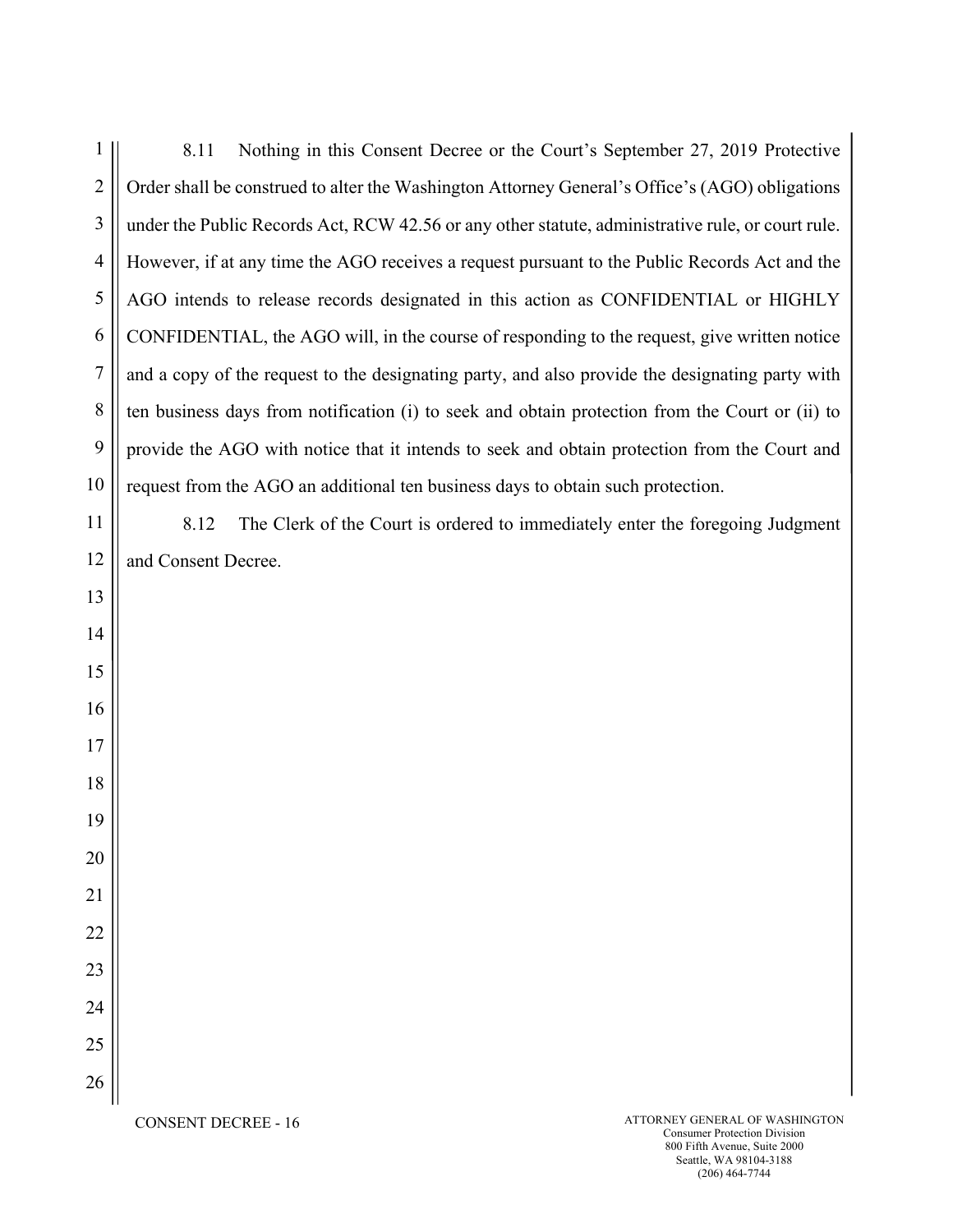8.11 Nothing in this Consent Decree or the Court's September 27, 2019 Protective Order shall be construed to alter the Washington Attorney General's Office's (AGO) obligations under the Public Records Act, RCW 42.56 or any other statute, administrative rule, or court rule. However, if at any time the AGO receives a request pursuant to the Public Records Act and the AGO intends to release records designated in this action as CONFIDENTIAL or HIGHLY CONFIDENTIAL, the AGO will, in the course of responding to the request, give written notice and a copy of the request to the designating party, and also provide the designating party with ten business days from notification (i) to seek and obtain protection from the Court or (ii) to provide the AGO with notice that it intends to seek and obtain protection from the Court and request from the AGO an additional ten business days to obtain such protection.

8.12 The Clerk of the Court is ordered to immediately enter the foregoing Judgment and Consent Decree.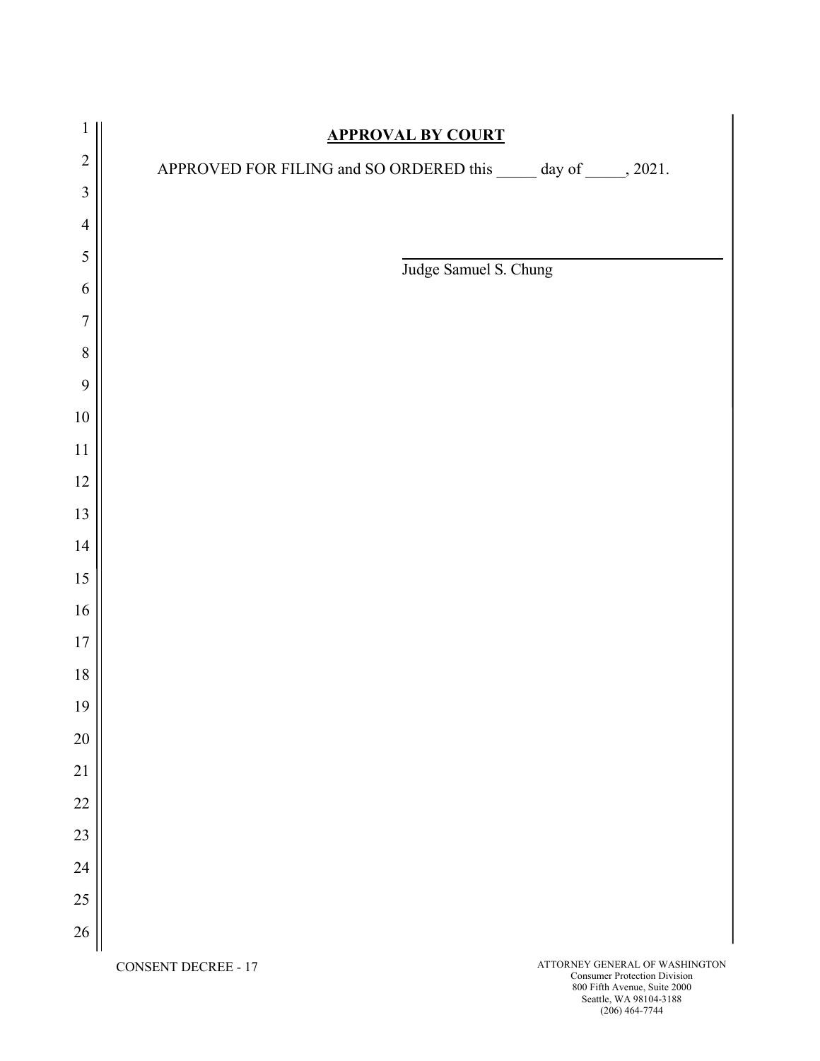## APPROVAL BY COURT

APPROVED FOR FILING and SO ORDERED this _____ day of _____, 2021.

\_\_\_\_\_\_\_\_\_\_\_\_\_\_\_\_\_\_\_\_\_\_\_\_\_\_\_\_\_\_\_\_\_\_\_\_\_\_\_\_

Judge Samuel S. Chung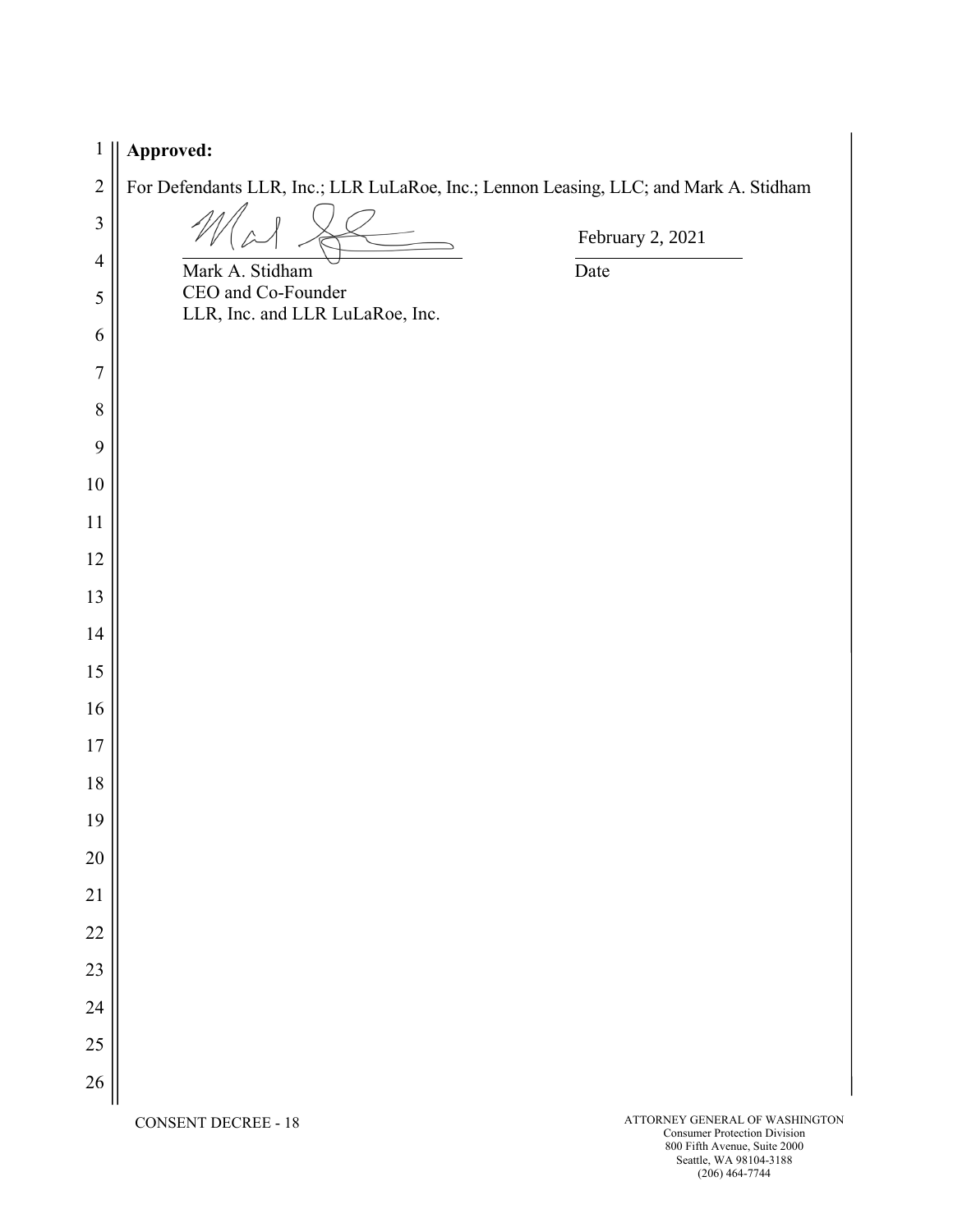**Approved:**

For Defendants LLR, Inc.; LLR LuLaRoe, Inc.; Lennon Leasing, LLC; and Mark A. Stidham

Mark A. Stidham
CEO and Co-Founder
LLR, Inc. and LLR LuLaRoe, Inc.

February 2, 2021
Date

CONSENT DECREE - 18

ATTORNEY GENERAL OF WASHINGTON
Consumer Protection Division
800 Fifth Avenue, Suite 2000
Seattle, WA 98104-3188
(206) 464-7744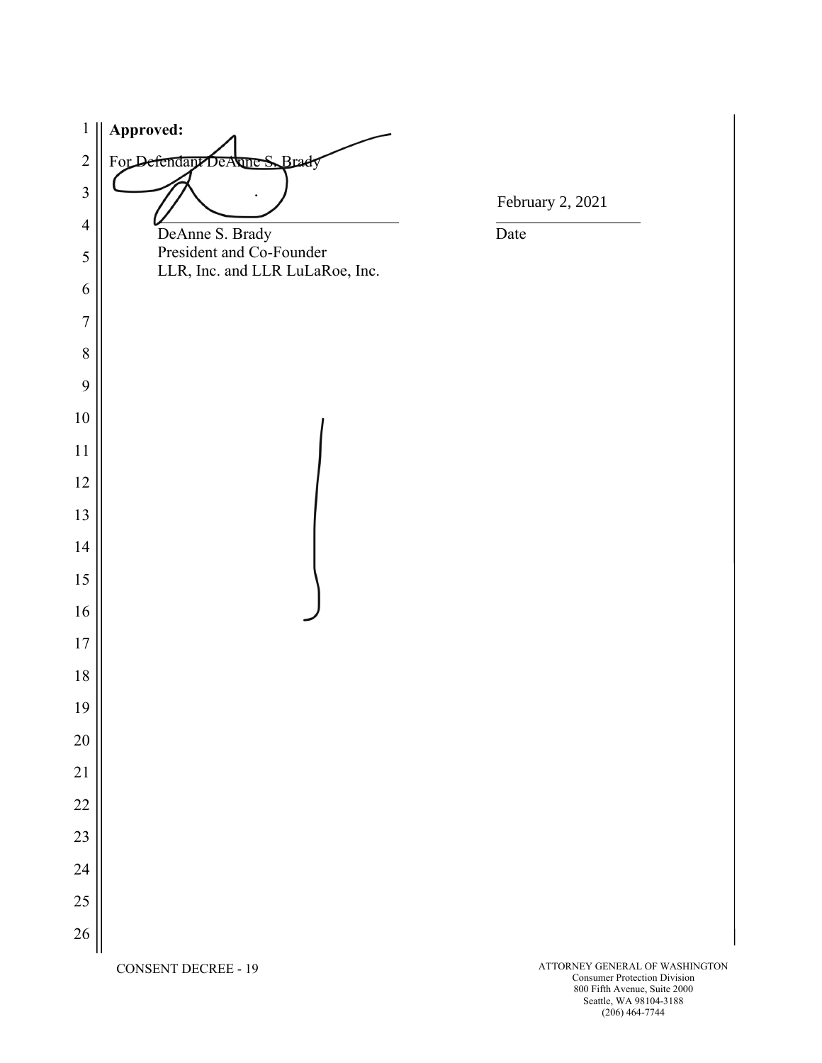**Approved:**

For Defendant DeAnne S. Brady

DeAnne S. Brady
President and Co-Founder
LLR, Inc. and LLR LuLaRoe, Inc.

February 2, 2021
Date

CONSENT DECREE - 19

ATTORNEY GENERAL OF WASHINGTON
Consumer Protection Division
800 Fifth Avenue, Suite 2000
Seattle, WA 98104-3188
(206) 464-7744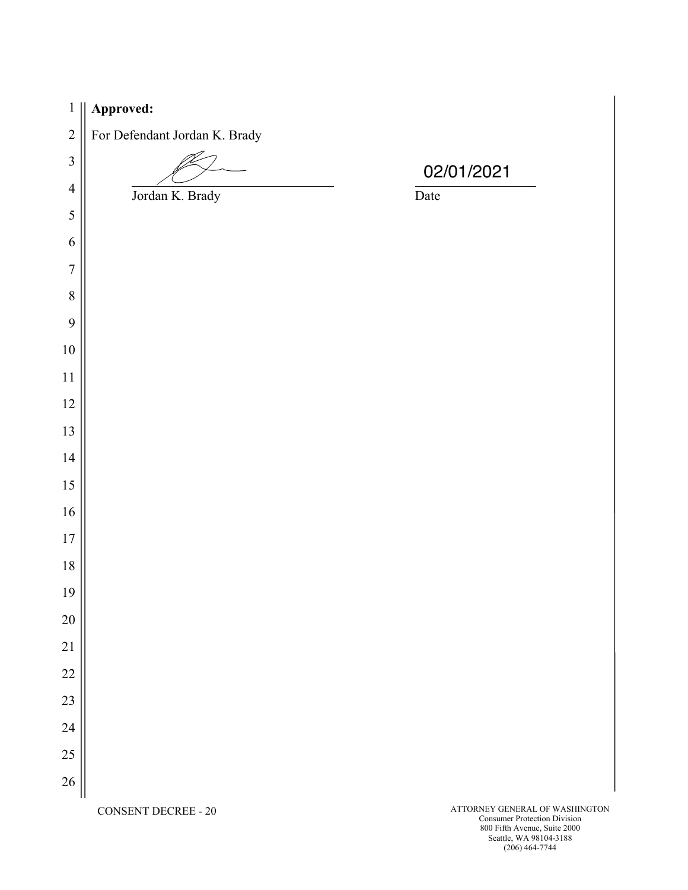**Approved:**

For Defendant Jordan K. Brady

_______________________________ 02/01/2021

Jordan K. Brady Date

CONSENT DECREE - 20

ATTORNEY GENERAL OF WASHINGTON
Consumer Protection Division
800 Fifth Avenue, Suite 2000
Seattle, WA 98104-3188
(206) 464-7744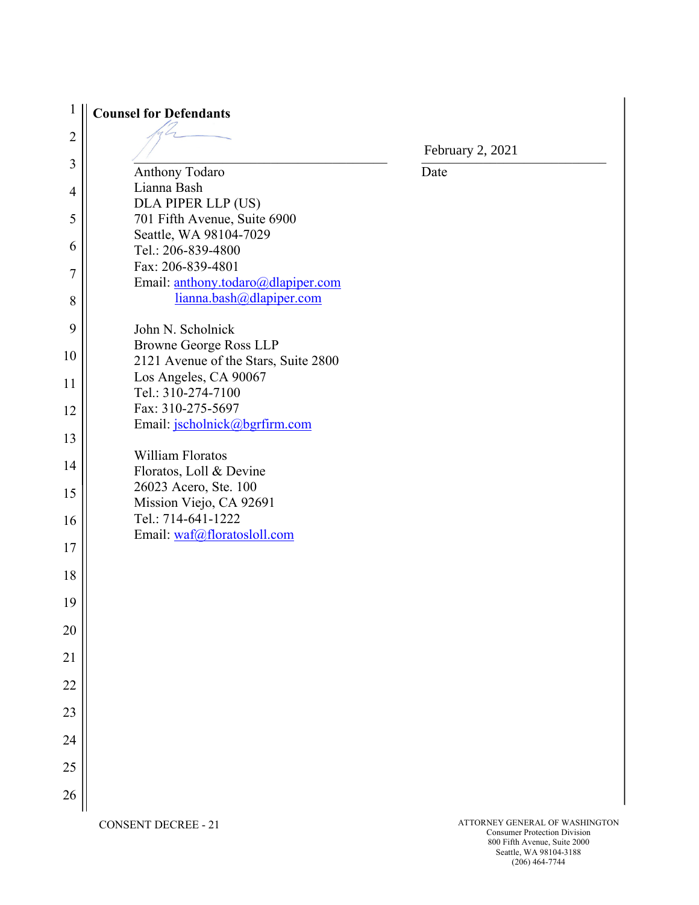**Counsel for Defendants**

February 2, 2021

Anthony Todaro
Lianna Bash
DLA PIPER LLP (US)
701 Fifth Avenue, Suite 6900
Seattle, WA 98104-7029
Tel.: 206-839-4800
Fax: 206-839-4801
Email: anthony.todaro@dlapiper.com
lianna.bash@dlapiper.com

Date

John N. Scholnick
Browne George Ross LLP
2121 Avenue of the Stars, Suite 2800
Los Angeles, CA 90067
Tel.: 310-274-7100
Fax: 310-275-5697
Email: jscholnick@bgrfirm.com

William Floratos
Floratos, Loll & Devine
26023 Acero, Ste. 100
Mission Viejo, CA 92691
Tel.: 714-641-1222
Email: waf@floratosloll.com

CONSENT DECREE - 21

ATTORNEY GENERAL OF WASHINGTON
Consumer Protection Division
800 Fifth Avenue, Suite 2000
Seattle, WA 98104-3188
(206) 464-7744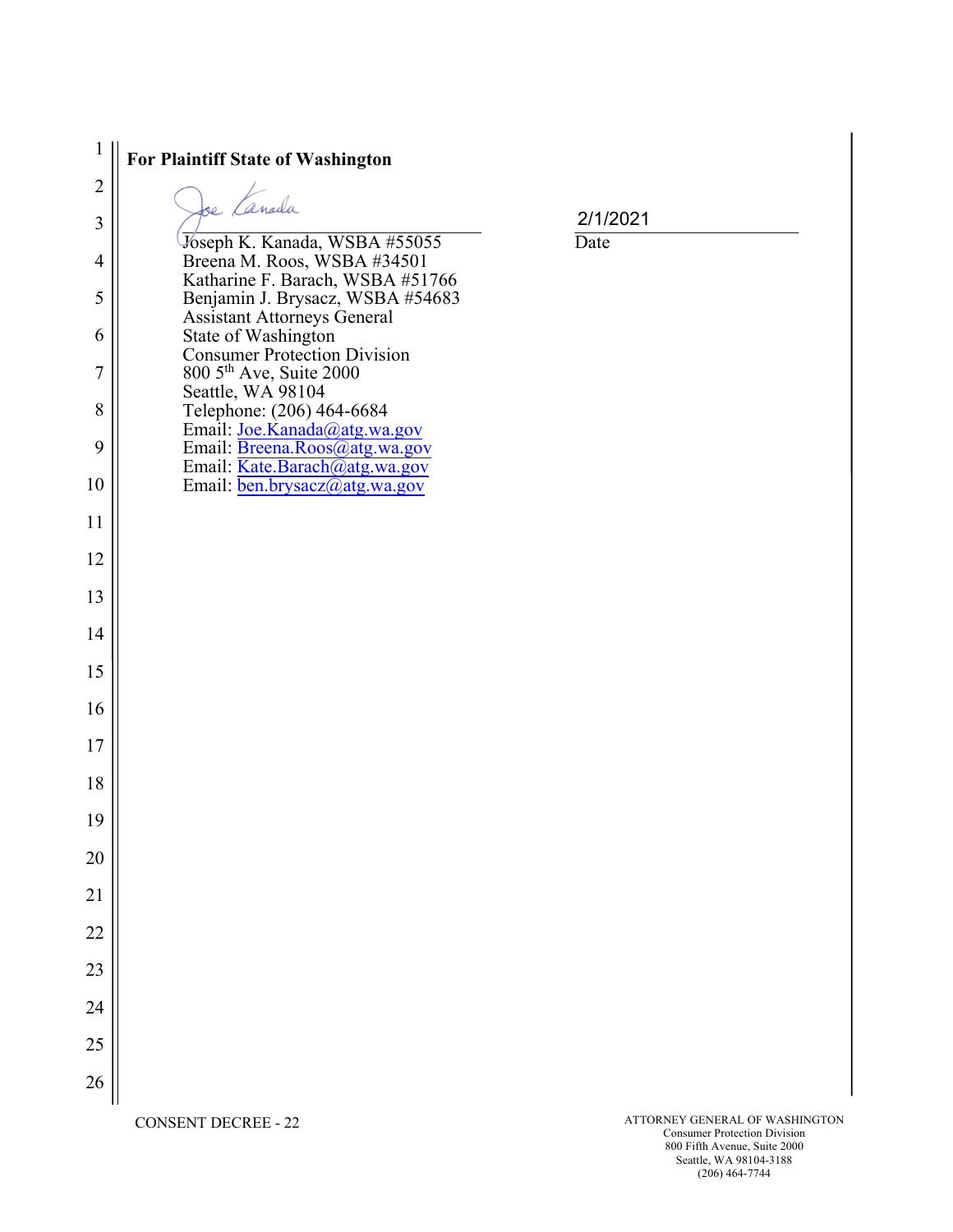**For Plaintiff State of Washington**

Joe Kanada

Joseph K. Kanada, WSBA #55055
Breena M. Roos, WSBA #34501
Katharine F. Barach, WSBA #51766
Benjamin J. Brysacz, WSBA #54683
Assistant Attorneys General
State of Washington
Consumer Protection Division
800 5th Ave, Suite 2000
Seattle, WA 98104
Telephone: (206) 464-6684
Email: Joe.Kanada@atg.wa.gov
Email: Breena.Roos@atg.wa.gov
Email: Kate.Barach@atg.wa.gov
Email: ben.brysacz@atg.wa.gov

2/1/2021
Date

CONSENT DECREE - 22

ATTORNEY GENERAL OF WASHINGTON
Consumer Protection Division
800 Fifth Avenue, Suite 2000
Seattle, WA 98104-3188
(206) 464-7744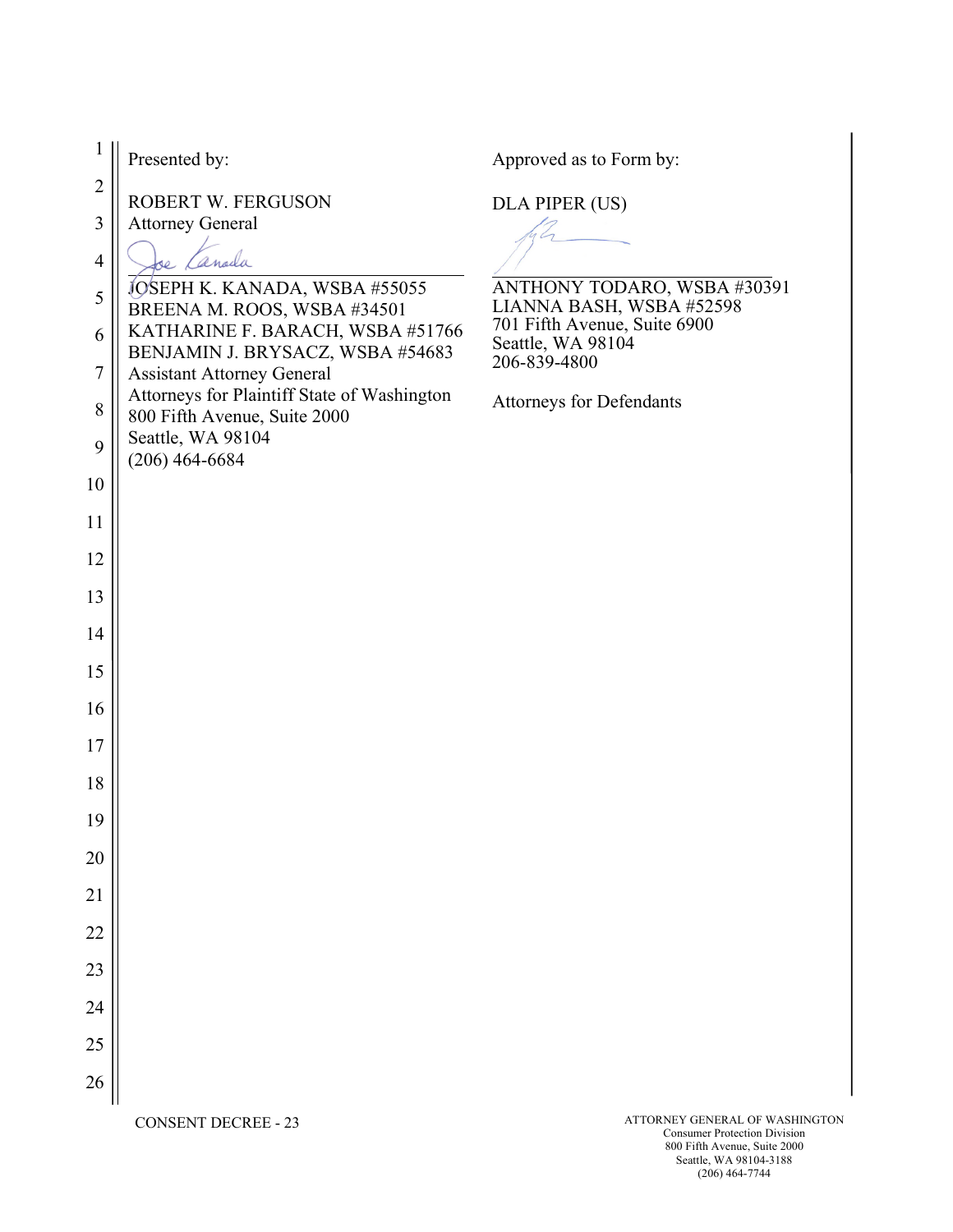Presented by:

ROBERT W. FERGUSON
Attorney General

JOSEPH K. KANADA, WSBA #55055
BREENA M. ROOS, WSBA #34501
KATHARINE F. BARACH, WSBA #51766
BENJAMIN J. BRYSACZ, WSBA #54683
Assistant Attorney General
Attorneys for Plaintiff State of Washington
800 Fifth Avenue, Suite 2000
Seattle, WA 98104
(206) 464-6684

Approved as to Form by:

DLA PIPER (US)

ANTHONY TODARO, WSBA #30391
LIANNA BASH, WSBA #52598
701 Fifth Avenue, Suite 6900
Seattle, WA 98104
206-839-4800

Attorneys for Defendants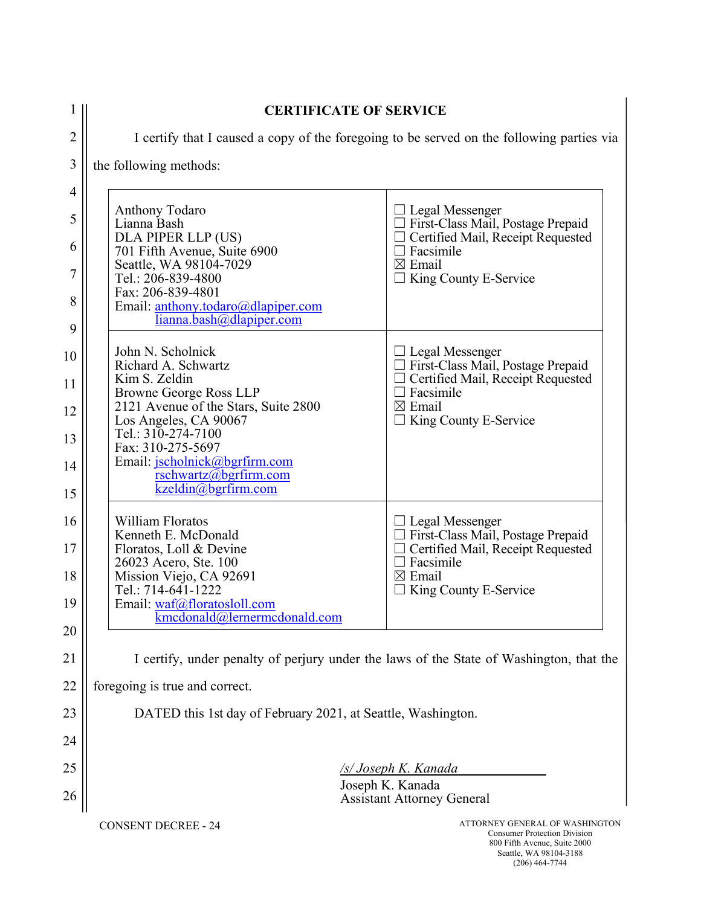## CERTIFICATE OF SERVICE

I certify that I caused a copy of the foregoing to be served on the following parties via the following methods:

| Parties | Method |
|---|---|
| Anthony Todaro<br>Lianna Bash<br>DLA PIPER LLP (US)<br>701 Fifth Avenue, Suite 6900<br>Seattle, WA 98104-7029<br>Tel.: 206-839-4800<br>Fax: 206-839-4801<br>Email: anthony.todaro@dlapiper.com<br>lianna.bash@dlapiper.com | ☐ Legal Messenger<br>☐ First-Class Mail, Postage Prepaid<br>☐ Certified Mail, Receipt Requested<br>☐ Facsimile<br>☒ Email<br>☐ King County E-Service |
| John N. Scholnick<br>Richard A. Schwartz<br>Kim S. Zeldin<br>Browne George Ross LLP<br>2121 Avenue of the Stars, Suite 2800<br>Los Angeles, CA 90067<br>Tel.: 310-274-7100<br>Fax: 310-275-5697<br>Email: jscholnick@bgrfirm.com<br>rschwartz@bgrfirm.com<br>kzeldin@bgrfirm.com | ☐ Legal Messenger<br>☐ First-Class Mail, Postage Prepaid<br>☐ Certified Mail, Receipt Requested<br>☐ Facsimile<br>☒ Email<br>☐ King County E-Service |
| William Floratos<br>Kenneth E. McDonald<br>Floratos, Loll & Devine<br>26023 Acero, Ste. 100<br>Mission Viejo, CA 92691<br>Tel.: 714-641-1222<br>Email: waf@floratosloll.com<br>kmcdonald@lernermcdonald.com | ☐ Legal Messenger<br>☐ First-Class Mail, Postage Prepaid<br>☐ Certified Mail, Receipt Requested<br>☐ Facsimile<br>☒ Email<br>☐ King County E-Service |

I certify, under penalty of perjury under the laws of the State of Washington, that the foregoing is true and correct.

DATED this 1st day of February 2021, at Seattle, Washington.

*/s/ Joseph K. Kanada*
Joseph K. Kanada
Assistant Attorney General

CONSENT DECREE - 24

ATTORNEY GENERAL OF WASHINGTON
Consumer Protection Division
800 Fifth Avenue, Suite 2000
Seattle, WA 98104-3188
(206) 464-7744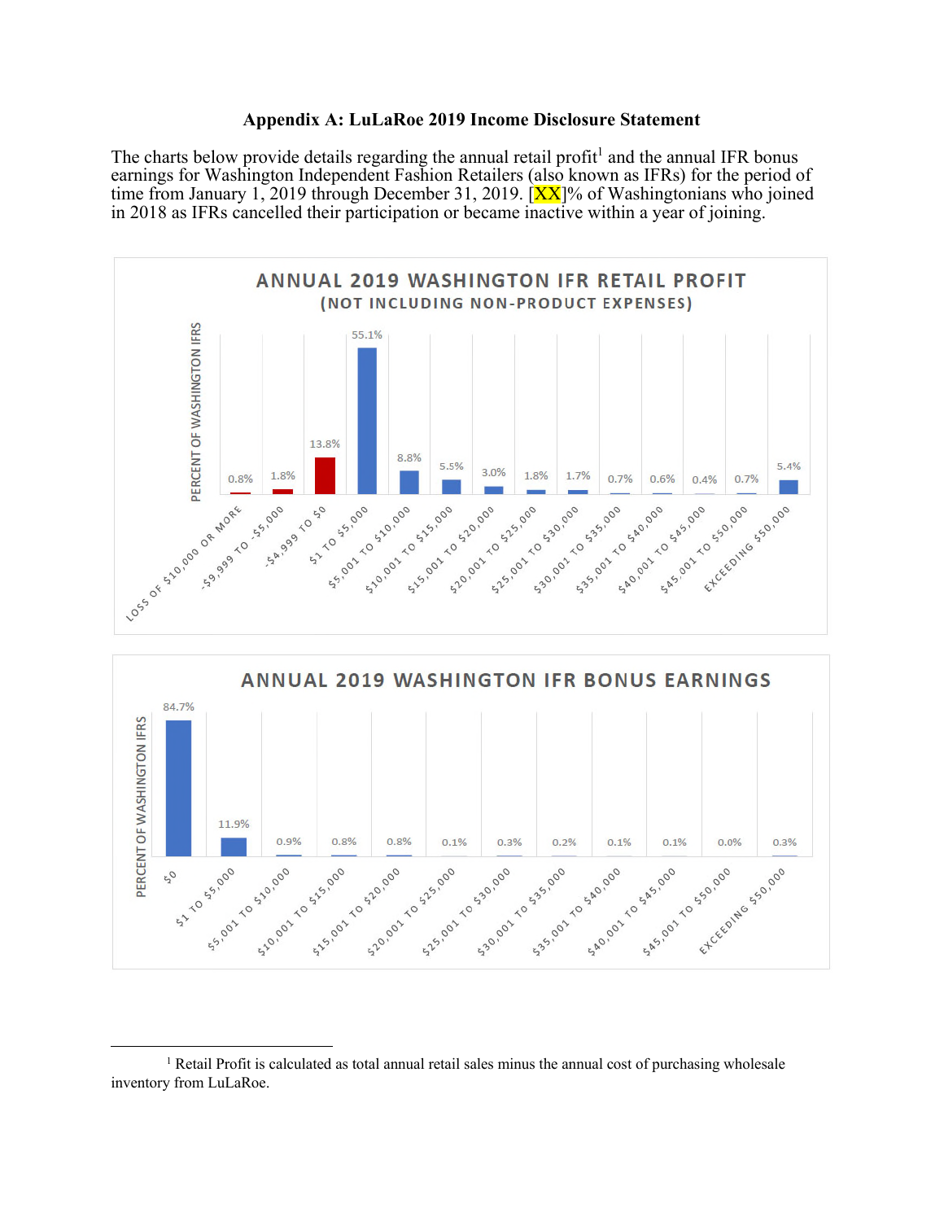**Appendix A: LuLaRoe 2019 Income Disclosure Statement**

The charts below provide details regarding the annual retail profit[1] and the annual IFR bonus earnings for Washington Independent Fashion Retailers (also known as IFRs) for the period of time from January 1, 2019 through December 31, 2019. [XX]% of Washingtonians who joined in 2018 as IFRs cancelled their participation or became inactive within a year of joining.

**ANNUAL 2019 WASHINGTON IFR RETAIL PROFIT**
**(NOT INCLUDING NON-PRODUCT EXPENSES)**

| Retail Profit | Percent of Washington IFRs |
|---|---|
| Loss of $10,000 or more | 0.8% |
| -$9,999 to -$5,000 | 1.8% |
| -$4,999 to $0 | 13.8% |
| $1 to $5,000 | 55.1% |
| $5,001 to $10,000 | 8.8% |
| $10,001 to $15,000 | 5.5% |
| $15,001 to $20,000 | 3.0% |
| $20,001 to $25,000 | 1.8% |
| $25,001 to $30,000 | 1.7% |
| $30,001 to $35,000 | 0.7% |
| $35,001 to $40,000 | 0.6% |
| $40,001 to $45,000 | 0.4% |
| $45,001 to $50,000 | 0.7% |
| Exceeding $50,000 | 5.4% |

**ANNUAL 2019 WASHINGTON IFR BONUS EARNINGS**

| Bonus Earnings | Percent of Washington IFRs |
|---|---|
| $0 | 84.7% |
| $1 to $5,000 | 11.9% |
| $5,001 to $10,000 | 0.9% |
| $10,001 to $15,000 | 0.8% |
| $15,001 to $20,000 | 0.8% |
| $20,001 to $25,000 | 0.1% |
| $25,001 to $30,000 | 0.3% |
| $30,001 to $35,000 | 0.2% |
| $35,001 to $40,000 | 0.1% |
| $40,001 to $45,000 | 0.1% |
| $45,001 to $50,000 | 0.0% |
| Exceeding $50,000 | 0.3% |

[1] Retail Profit is calculated as total annual retail sales minus the annual cost of purchasing wholesale inventory from LuLaRoe.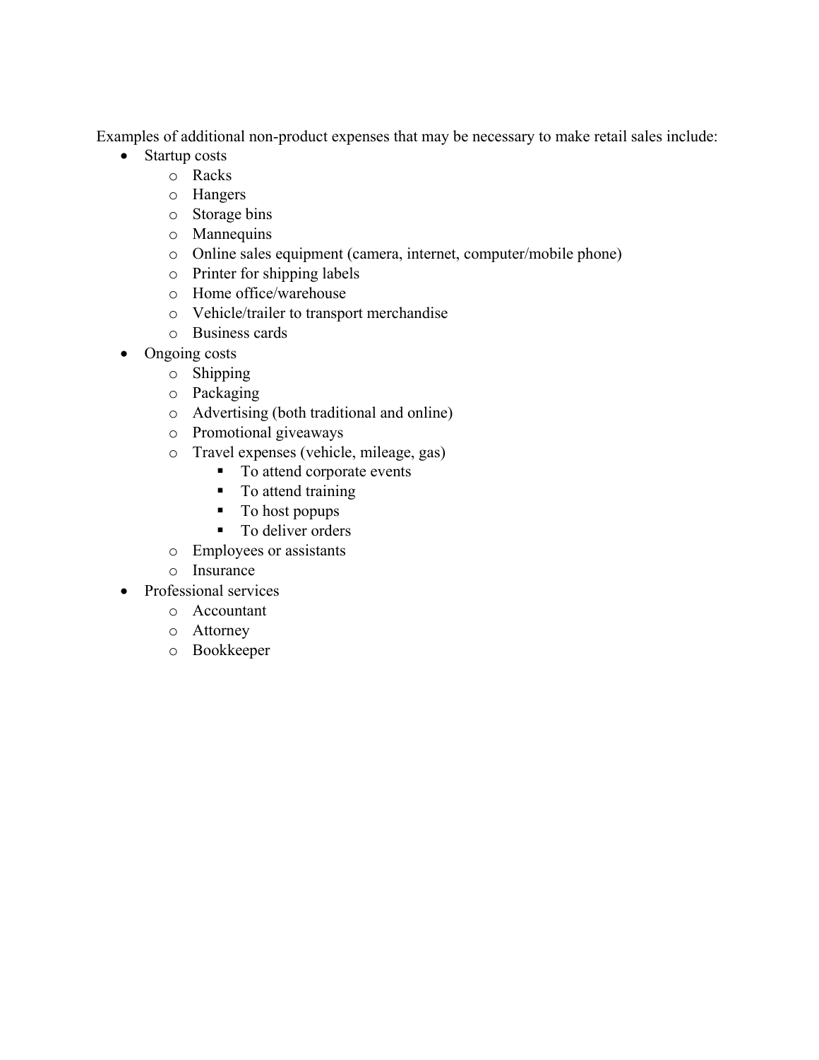Examples of additional non-product expenses that may be necessary to make retail sales include:

- Startup costs
  - Racks
  - Hangers
  - Storage bins
  - Mannequins
  - Online sales equipment (camera, internet, computer/mobile phone)
  - Printer for shipping labels
  - Home office/warehouse
  - Vehicle/trailer to transport merchandise
  - Business cards
- Ongoing costs
  - Shipping
  - Packaging
  - Advertising (both traditional and online)
  - Promotional giveaways
  - Travel expenses (vehicle, mileage, gas)
    - To attend corporate events
    - To attend training
    - To host popups
    - To deliver orders
  - Employees or assistants
  - Insurance
- Professional services
  - Accountant
  - Attorney
  - Bookkeeper